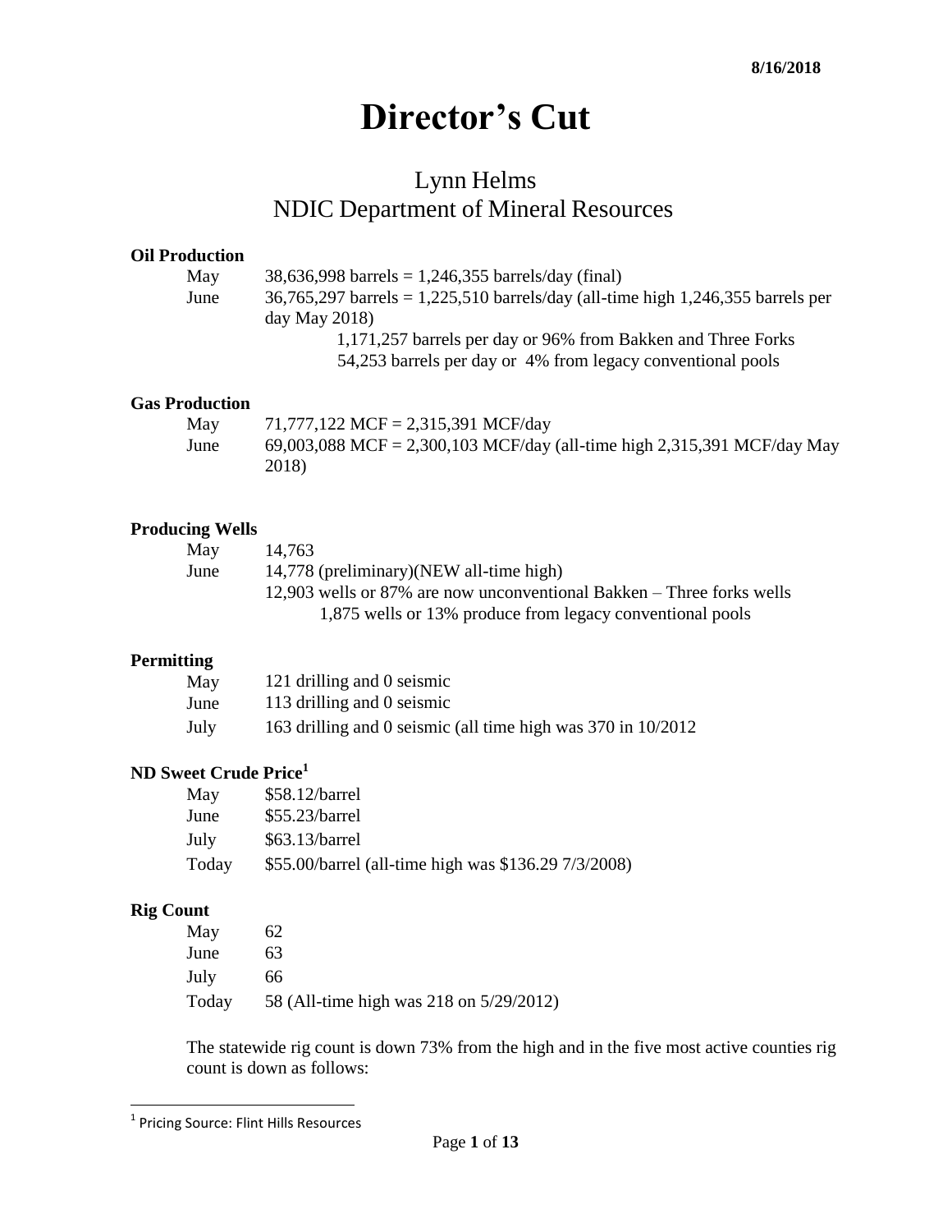8/16/2018

# Director's Cut

## Lynn Helms
## NDIC Department of Mineral Resources

**Oil Production**

| | |
|---|---|
| May | 38,636,998 barrels = 1,246,355 barrels/day (final) |
| June | 36,765,297 barrels = 1,225,510 barrels/day (all-time high 1,246,355 barrels per day May 2018) |
| | 1,171,257 barrels per day or 96% from Bakken and Three Forks |
| | 54,253 barrels per day or 4% from legacy conventional pools |

**Gas Production**

| | |
|---|---|
| May | 71,777,122 MCF = 2,315,391 MCF/day |
| June | 69,003,088 MCF = 2,300,103 MCF/day (all-time high 2,315,391 MCF/day May 2018) |

**Producing Wells**

| | |
|---|---|
| May | 14,763 |
| June | 14,778 (preliminary)(NEW all-time high) |
| | 12,903 wells or 87% are now unconventional Bakken – Three forks wells |
| | 1,875 wells or 13% produce from legacy conventional pools |

**Permitting**

| | |
|---|---|
| May | 121 drilling and 0 seismic |
| June | 113 drilling and 0 seismic |
| July | 163 drilling and 0 seismic (all time high was 370 in 10/2012 |

**ND Sweet Crude Price[1]**

| | |
|---|---|
| May | \$58.12/barrel |
| June | \$55.23/barrel |
| July | \$63.13/barrel |
| Today | \$55.00/barrel (all-time high was \$136.29 7/3/2008) |

**Rig Count**

| | |
|---|---|
| May | 62 |
| June | 63 |
| July | 66 |
| Today | 58 (All-time high was 218 on 5/29/2012) |

The statewide rig count is down 73% from the high and in the five most active counties rig count is down as follows:

[1] Pricing Source: Flint Hills Resources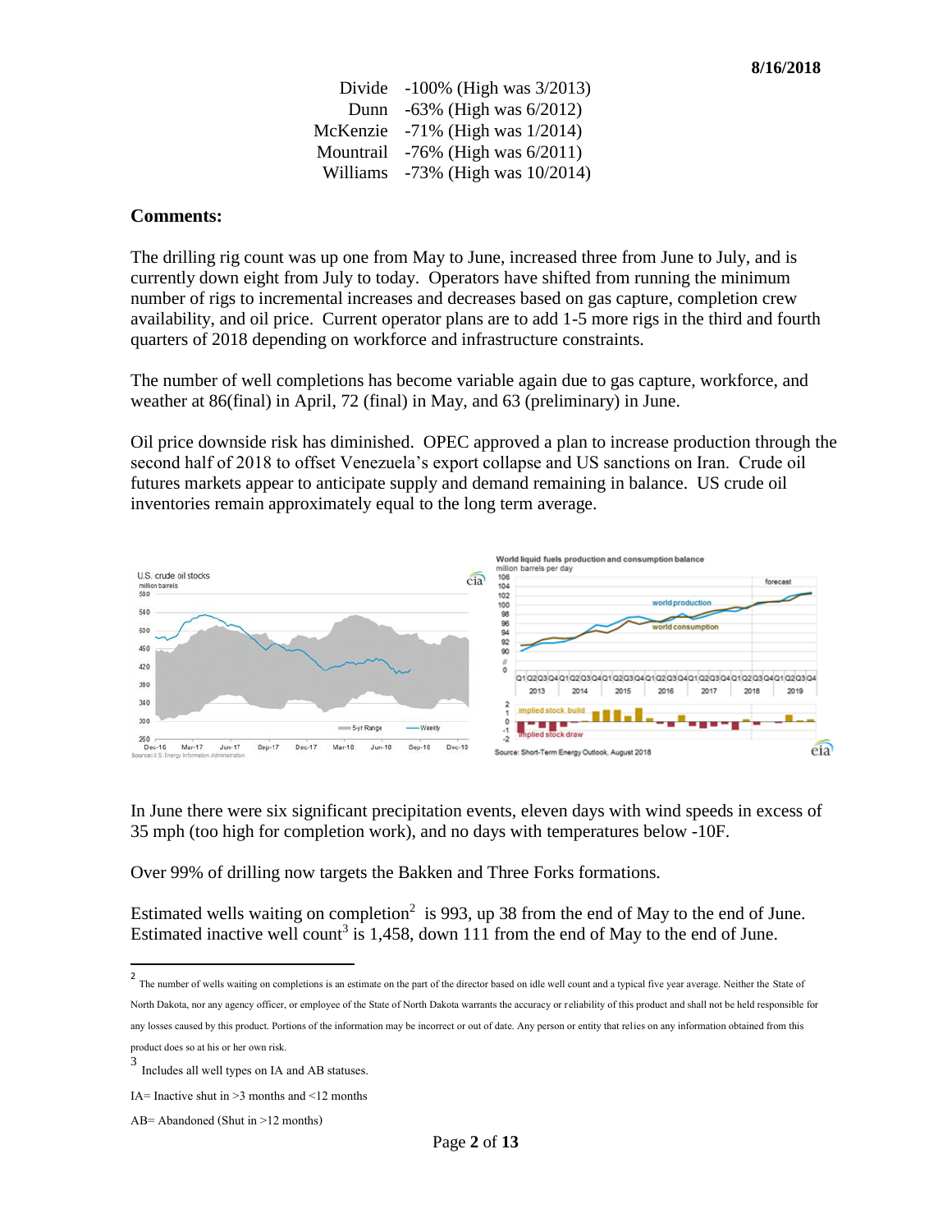| | |
|---|---|
| Divide | -100% (High was 3/2013) |
| Dunn | -63% (High was 6/2012) |
| McKenzie | -71% (High was 1/2014) |
| Mountrail | -76% (High was 6/2011) |
| Williams | -73% (High was 10/2014) |

**Comments:**

The drilling rig count was up one from May to June, increased three from June to July, and is currently down eight from July to today. Operators have shifted from running the minimum number of rigs to incremental increases and decreases based on gas capture, completion crew availability, and oil price. Current operator plans are to add 1-5 more rigs in the third and fourth quarters of 2018 depending on workforce and infrastructure constraints.

The number of well completions has become variable again due to gas capture, workforce, and weather at 86(final) in April, 72 (final) in May, and 63 (preliminary) in June.

Oil price downside risk has diminished. OPEC approved a plan to increase production through the second half of 2018 to offset Venezuela's export collapse and US sanctions on Iran. Crude oil futures markets appear to anticipate supply and demand remaining in balance. US crude oil inventories remain approximately equal to the long term average.

In June there were six significant precipitation events, eleven days with wind speeds in excess of 35 mph (too high for completion work), and no days with temperatures below -10F.

Over 99% of drilling now targets the Bakken and Three Forks formations.

Estimated wells waiting on completion[2] is 993, up 38 from the end of May to the end of June. Estimated inactive well count[3] is 1,458, down 111 from the end of May to the end of June.

---

[2] The number of wells waiting on completions is an estimate on the part of the director based on idle well count and a typical five year average. Neither the State of North Dakota, nor any agency officer, or employee of the State of North Dakota warrants the accuracy or reliability of this product and shall not be held responsible for any losses caused by this product. Portions of the information may be incorrect or out of date. Any person or entity that relies on any information obtained from this product does so at his or her own risk.

[3] Includes all well types on IA and AB statuses.

IA= Inactive shut in >3 months and <12 months

AB= Abandoned (Shut in >12 months)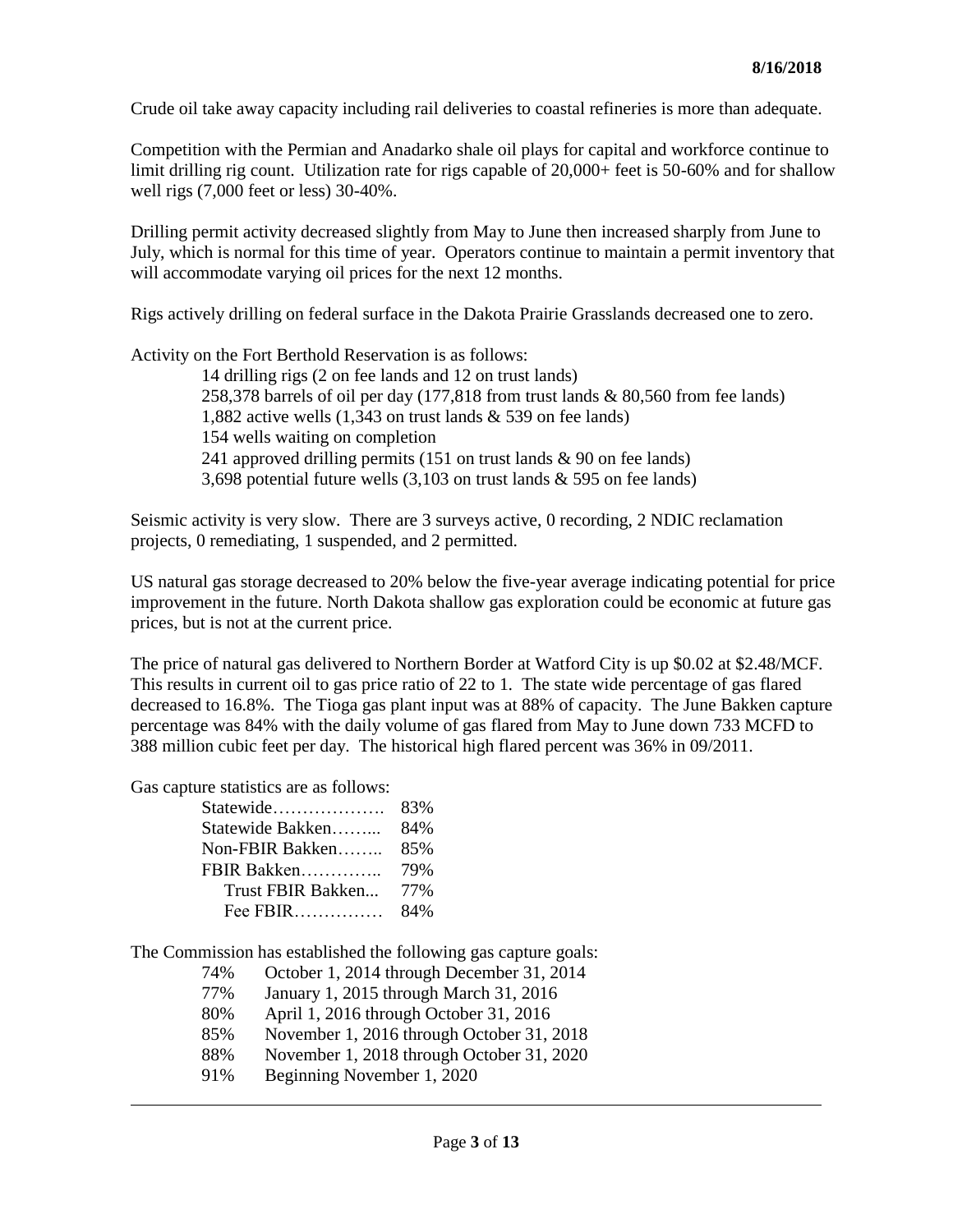**8/16/2018**

Crude oil take away capacity including rail deliveries to coastal refineries is more than adequate.

Competition with the Permian and Anadarko shale oil plays for capital and workforce continue to limit drilling rig count. Utilization rate for rigs capable of 20,000+ feet is 50-60% and for shallow well rigs (7,000 feet or less) 30-40%.

Drilling permit activity decreased slightly from May to June then increased sharply from June to July, which is normal for this time of year. Operators continue to maintain a permit inventory that will accommodate varying oil prices for the next 12 months.

Rigs actively drilling on federal surface in the Dakota Prairie Grasslands decreased one to zero.

Activity on the Fort Berthold Reservation is as follows:

- 14 drilling rigs (2 on fee lands and 12 on trust lands)
- 258,378 barrels of oil per day (177,818 from trust lands & 80,560 from fee lands)
- 1,882 active wells (1,343 on trust lands & 539 on fee lands)
- 154 wells waiting on completion
- 241 approved drilling permits (151 on trust lands & 90 on fee lands)
- 3,698 potential future wells (3,103 on trust lands & 595 on fee lands)

Seismic activity is very slow. There are 3 surveys active, 0 recording, 2 NDIC reclamation projects, 0 remediating, 1 suspended, and 2 permitted.

US natural gas storage decreased to 20% below the five-year average indicating potential for price improvement in the future. North Dakota shallow gas exploration could be economic at future gas prices, but is not at the current price.

The price of natural gas delivered to Northern Border at Watford City is up $0.02 at $2.48/MCF. This results in current oil to gas price ratio of 22 to 1. The state wide percentage of gas flared decreased to 16.8%. The Tioga gas plant input was at 88% of capacity. The June Bakken capture percentage was 84% with the daily volume of gas flared from May to June down 733 MCFD to 388 million cubic feet per day. The historical high flared percent was 36% in 09/2011.

Gas capture statistics are as follows:

| | |
|---|---|
| Statewide………………. | 83% |
| Statewide Bakken……... | 84% |
| Non-FBIR Bakken…….. | 85% |
| FBIR Bakken………….. | 79% |
| Trust FBIR Bakken... | 77% |
| Fee FBIR…………… | 84% |

The Commission has established the following gas capture goals:

| | |
|---|---|
| 74% | October 1, 2014 through December 31, 2014 |
| 77% | January 1, 2015 through March 31, 2016 |
| 80% | April 1, 2016 through October 31, 2016 |
| 85% | November 1, 2016 through October 31, 2018 |
| 88% | November 1, 2018 through October 31, 2020 |
| 91% | Beginning November 1, 2020 |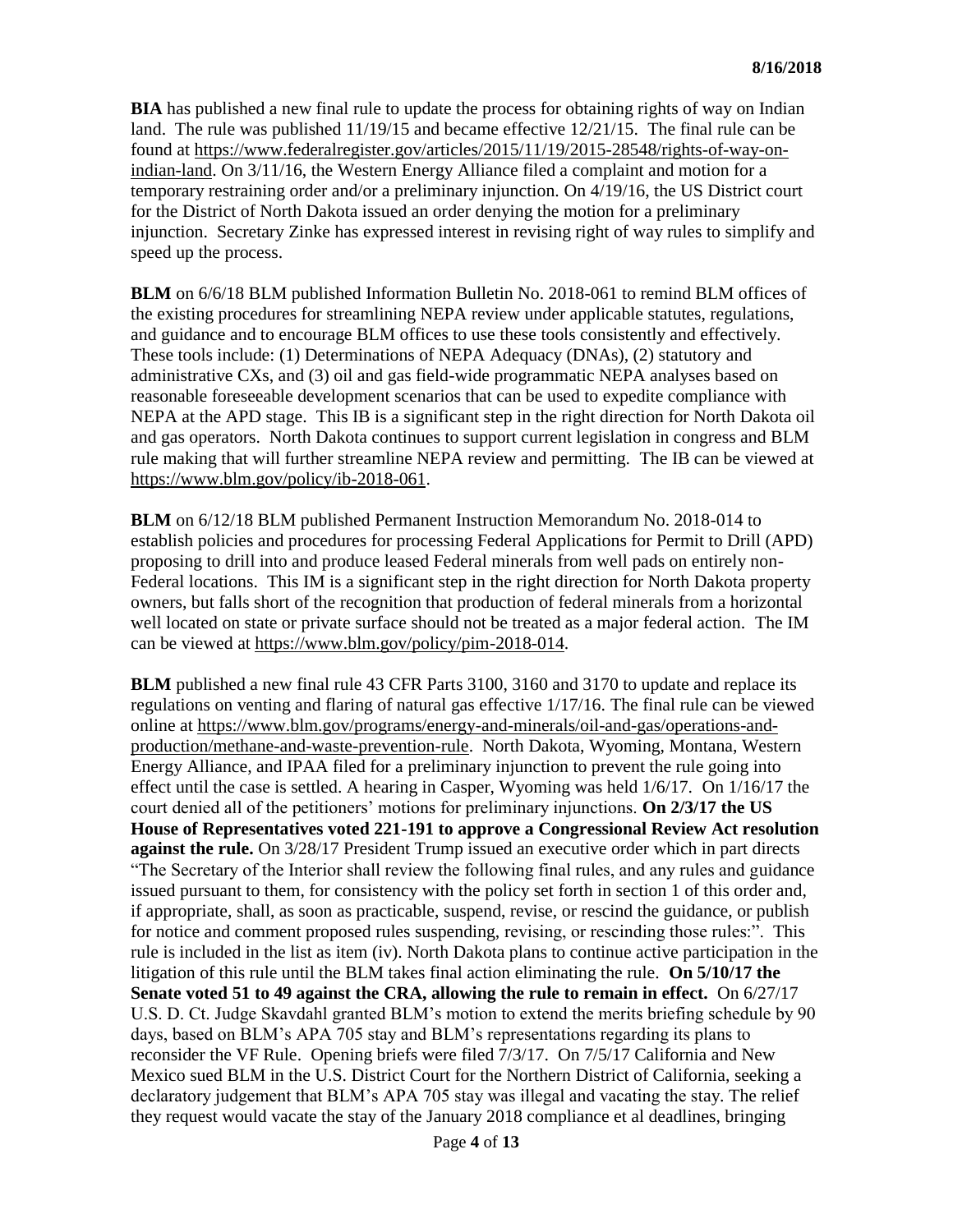**BIA** has published a new final rule to update the process for obtaining rights of way on Indian land. The rule was published 11/19/15 and became effective 12/21/15. The final rule can be found at https://www.federalregister.gov/articles/2015/11/19/2015-28548/rights-of-way-on-indian-land. On 3/11/16, the Western Energy Alliance filed a complaint and motion for a temporary restraining order and/or a preliminary injunction. On 4/19/16, the US District court for the District of North Dakota issued an order denying the motion for a preliminary injunction. Secretary Zinke has expressed interest in revising right of way rules to simplify and speed up the process.

**BLM** on 6/6/18 BLM published Information Bulletin No. 2018-061 to remind BLM offices of the existing procedures for streamlining NEPA review under applicable statutes, regulations, and guidance and to encourage BLM offices to use these tools consistently and effectively. These tools include: (1) Determinations of NEPA Adequacy (DNAs), (2) statutory and administrative CXs, and (3) oil and gas field-wide programmatic NEPA analyses based on reasonable foreseeable development scenarios that can be used to expedite compliance with NEPA at the APD stage. This IB is a significant step in the right direction for North Dakota oil and gas operators. North Dakota continues to support current legislation in congress and BLM rule making that will further streamline NEPA review and permitting. The IB can be viewed at https://www.blm.gov/policy/ib-2018-061.

**BLM** on 6/12/18 BLM published Permanent Instruction Memorandum No. 2018-014 to establish policies and procedures for processing Federal Applications for Permit to Drill (APD) proposing to drill into and produce leased Federal minerals from well pads on entirely non-Federal locations. This IM is a significant step in the right direction for North Dakota property owners, but falls short of the recognition that production of federal minerals from a horizontal well located on state or private surface should not be treated as a major federal action. The IM can be viewed at https://www.blm.gov/policy/pim-2018-014.

**BLM** published a new final rule 43 CFR Parts 3100, 3160 and 3170 to update and replace its regulations on venting and flaring of natural gas effective 1/17/16. The final rule can be viewed online at https://www.blm.gov/programs/energy-and-minerals/oil-and-gas/operations-and-production/methane-and-waste-prevention-rule. North Dakota, Wyoming, Montana, Western Energy Alliance, and IPAA filed for a preliminary injunction to prevent the rule going into effect until the case is settled. A hearing in Casper, Wyoming was held 1/6/17. On 1/16/17 the court denied all of the petitioners' motions for preliminary injunctions. **On 2/3/17 the US House of Representatives voted 221-191 to approve a Congressional Review Act resolution against the rule.** On 3/28/17 President Trump issued an executive order which in part directs "The Secretary of the Interior shall review the following final rules, and any rules and guidance issued pursuant to them, for consistency with the policy set forth in section 1 of this order and, if appropriate, shall, as soon as practicable, suspend, revise, or rescind the guidance, or publish for notice and comment proposed rules suspending, revising, or rescinding those rules:". This rule is included in the list as item (iv). North Dakota plans to continue active participation in the litigation of this rule until the BLM takes final action eliminating the rule. **On 5/10/17 the Senate voted 51 to 49 against the CRA, allowing the rule to remain in effect.** On 6/27/17 U.S. D. Ct. Judge Skavdahl granted BLM's motion to extend the merits briefing schedule by 90 days, based on BLM's APA 705 stay and BLM's representations regarding its plans to reconsider the VF Rule. Opening briefs were filed 7/3/17. On 7/5/17 California and New Mexico sued BLM in the U.S. District Court for the Northern District of California, seeking a declaratory judgement that BLM's APA 705 stay was illegal and vacating the stay. The relief they request would vacate the stay of the January 2018 compliance et al deadlines, bringing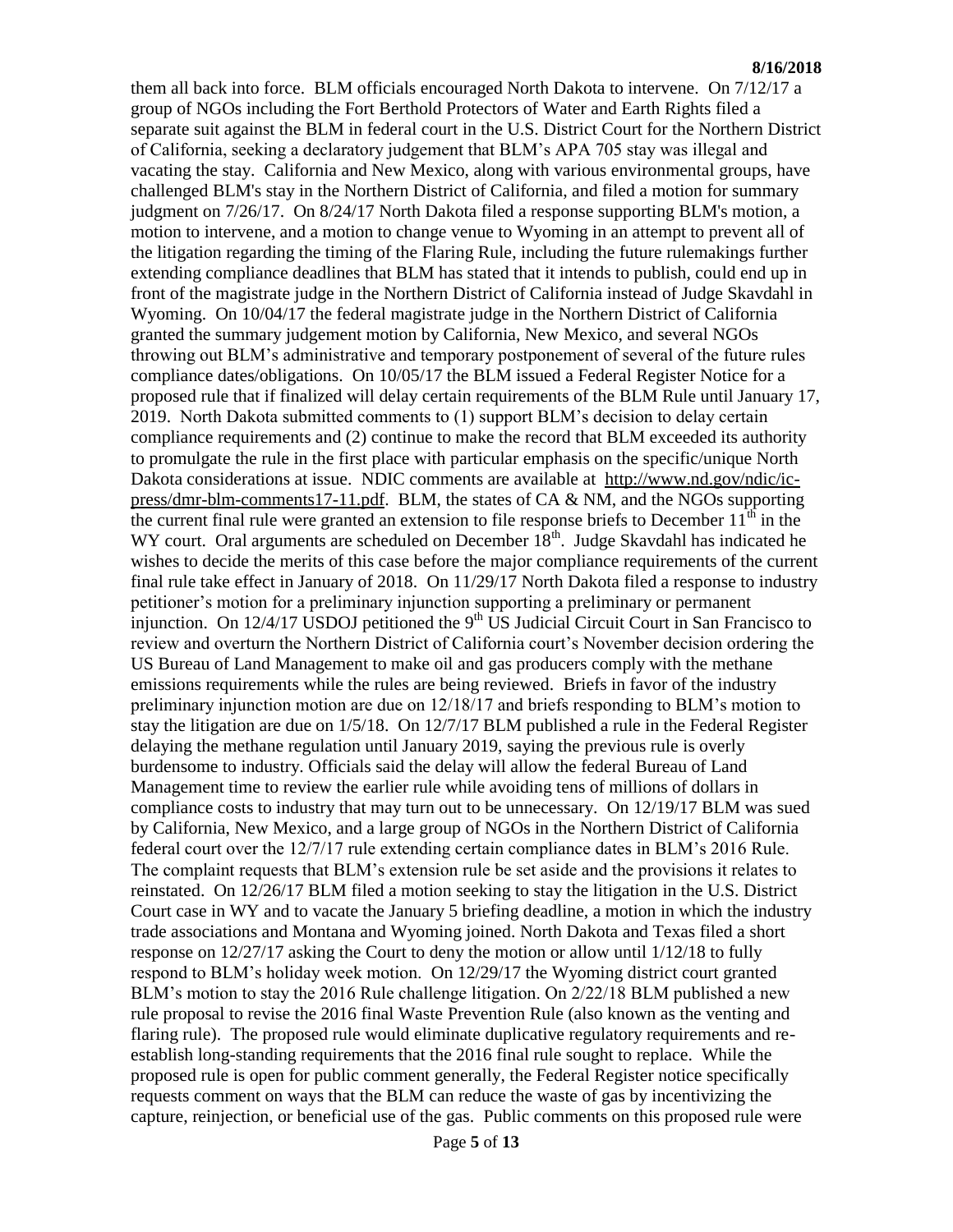them all back into force. BLM officials encouraged North Dakota to intervene. On 7/12/17 a group of NGOs including the Fort Berthold Protectors of Water and Earth Rights filed a separate suit against the BLM in federal court in the U.S. District Court for the Northern District of California, seeking a declaratory judgement that BLM's APA 705 stay was illegal and vacating the stay. California and New Mexico, along with various environmental groups, have challenged BLM's stay in the Northern District of California, and filed a motion for summary judgment on 7/26/17. On 8/24/17 North Dakota filed a response supporting BLM's motion, a motion to intervene, and a motion to change venue to Wyoming in an attempt to prevent all of the litigation regarding the timing of the Flaring Rule, including the future rulemakings further extending compliance deadlines that BLM has stated that it intends to publish, could end up in front of the magistrate judge in the Northern District of California instead of Judge Skavdahl in Wyoming. On 10/04/17 the federal magistrate judge in the Northern District of California granted the summary judgement motion by California, New Mexico, and several NGOs throwing out BLM's administrative and temporary postponement of several of the future rules compliance dates/obligations. On 10/05/17 the BLM issued a Federal Register Notice for a proposed rule that if finalized will delay certain requirements of the BLM Rule until January 17, 2019. North Dakota submitted comments to (1) support BLM's decision to delay certain compliance requirements and (2) continue to make the record that BLM exceeded its authority to promulgate the rule in the first place with particular emphasis on the specific/unique North Dakota considerations at issue. NDIC comments are available at http://www.nd.gov/ndic/ic-press/dmr-blm-comments17-11.pdf. BLM, the states of CA & NM, and the NGOs supporting the current final rule were granted an extension to file response briefs to December 11th in the WY court. Oral arguments are scheduled on December 18th. Judge Skavdahl has indicated he wishes to decide the merits of this case before the major compliance requirements of the current final rule take effect in January of 2018. On 11/29/17 North Dakota filed a response to industry petitioner's motion for a preliminary injunction supporting a preliminary or permanent injunction. On 12/4/17 USDOJ petitioned the 9th US Judicial Circuit Court in San Francisco to review and overturn the Northern District of California court's November decision ordering the US Bureau of Land Management to make oil and gas producers comply with the methane emissions requirements while the rules are being reviewed. Briefs in favor of the industry preliminary injunction motion are due on 12/18/17 and briefs responding to BLM's motion to stay the litigation are due on 1/5/18. On 12/7/17 BLM published a rule in the Federal Register delaying the methane regulation until January 2019, saying the previous rule is overly burdensome to industry. Officials said the delay will allow the federal Bureau of Land Management time to review the earlier rule while avoiding tens of millions of dollars in compliance costs to industry that may turn out to be unnecessary. On 12/19/17 BLM was sued by California, New Mexico, and a large group of NGOs in the Northern District of California federal court over the 12/7/17 rule extending certain compliance dates in BLM's 2016 Rule. The complaint requests that BLM's extension rule be set aside and the provisions it relates to reinstated. On 12/26/17 BLM filed a motion seeking to stay the litigation in the U.S. District Court case in WY and to vacate the January 5 briefing deadline, a motion in which the industry trade associations and Montana and Wyoming joined. North Dakota and Texas filed a short response on 12/27/17 asking the Court to deny the motion or allow until 1/12/18 to fully respond to BLM's holiday week motion. On 12/29/17 the Wyoming district court granted BLM's motion to stay the 2016 Rule challenge litigation. On 2/22/18 BLM published a new rule proposal to revise the 2016 final Waste Prevention Rule (also known as the venting and flaring rule). The proposed rule would eliminate duplicative regulatory requirements and re-establish long-standing requirements that the 2016 final rule sought to replace. While the proposed rule is open for public comment generally, the Federal Register notice specifically requests comment on ways that the BLM can reduce the waste of gas by incentivizing the capture, reinjection, or beneficial use of the gas. Public comments on this proposed rule were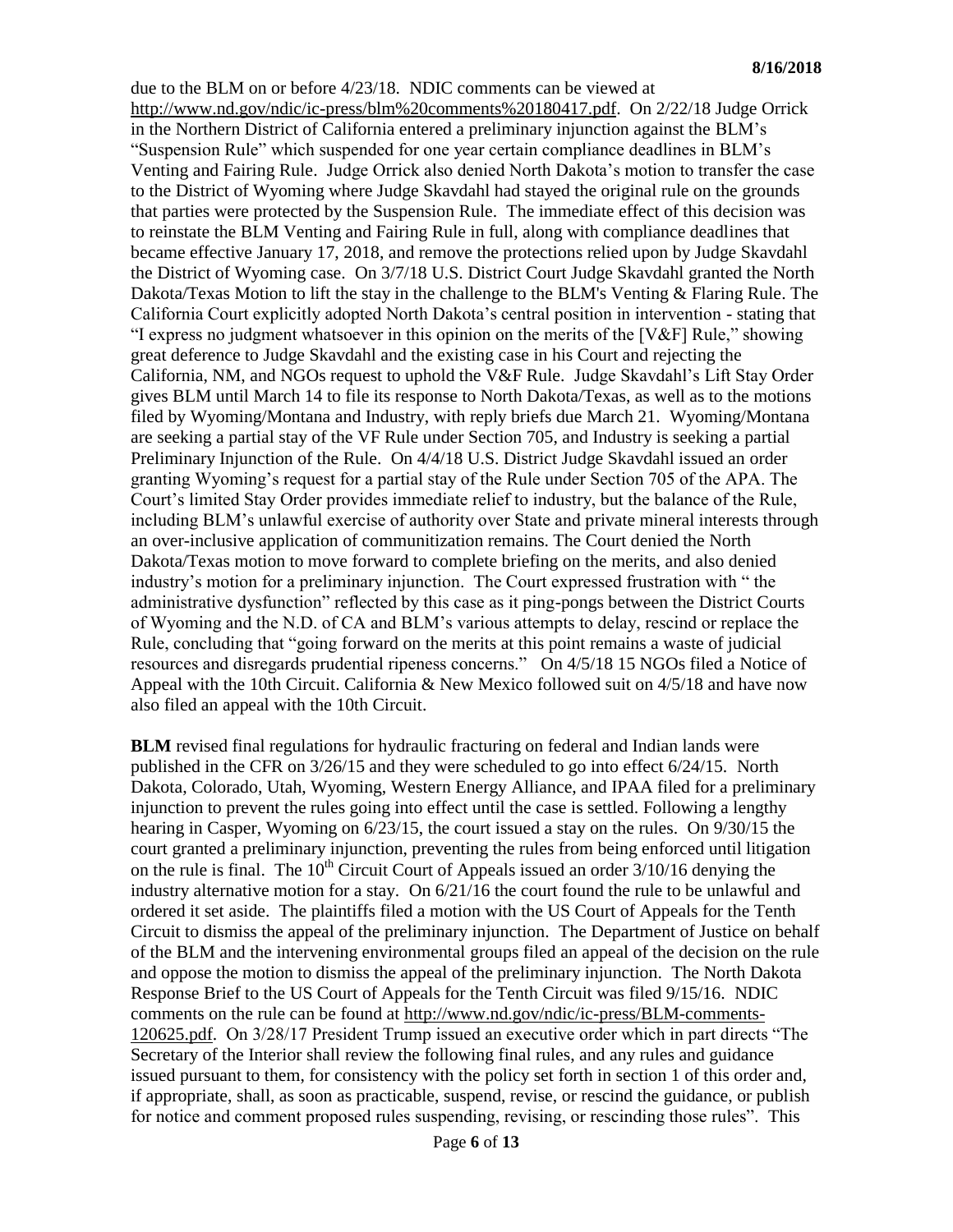due to the BLM on or before 4/23/18. NDIC comments can be viewed at http://www.nd.gov/ndic/ic-press/blm%20comments%20180417.pdf. On 2/22/18 Judge Orrick in the Northern District of California entered a preliminary injunction against the BLM's "Suspension Rule" which suspended for one year certain compliance deadlines in BLM's Venting and Fairing Rule. Judge Orrick also denied North Dakota's motion to transfer the case to the District of Wyoming where Judge Skavdahl had stayed the original rule on the grounds that parties were protected by the Suspension Rule. The immediate effect of this decision was to reinstate the BLM Venting and Fairing Rule in full, along with compliance deadlines that became effective January 17, 2018, and remove the protections relied upon by Judge Skavdahl the District of Wyoming case. On 3/7/18 U.S. District Court Judge Skavdahl granted the North Dakota/Texas Motion to lift the stay in the challenge to the BLM's Venting & Flaring Rule. The California Court explicitly adopted North Dakota's central position in intervention - stating that "I express no judgment whatsoever in this opinion on the merits of the [V&F] Rule," showing great deference to Judge Skavdahl and the existing case in his Court and rejecting the California, NM, and NGOs request to uphold the V&F Rule. Judge Skavdahl's Lift Stay Order gives BLM until March 14 to file its response to North Dakota/Texas, as well as to the motions filed by Wyoming/Montana and Industry, with reply briefs due March 21. Wyoming/Montana are seeking a partial stay of the VF Rule under Section 705, and Industry is seeking a partial Preliminary Injunction of the Rule. On 4/4/18 U.S. District Judge Skavdahl issued an order granting Wyoming's request for a partial stay of the Rule under Section 705 of the APA. The Court's limited Stay Order provides immediate relief to industry, but the balance of the Rule, including BLM's unlawful exercise of authority over State and private mineral interests through an over-inclusive application of communitization remains. The Court denied the North Dakota/Texas motion to move forward to complete briefing on the merits, and also denied industry's motion for a preliminary injunction. The Court expressed frustration with " the administrative dysfunction" reflected by this case as it ping-pongs between the District Courts of Wyoming and the N.D. of CA and BLM's various attempts to delay, rescind or replace the Rule, concluding that "going forward on the merits at this point remains a waste of judicial resources and disregards prudential ripeness concerns." On 4/5/18 15 NGOs filed a Notice of Appeal with the 10th Circuit. California & New Mexico followed suit on 4/5/18 and have now also filed an appeal with the 10th Circuit.

**BLM** revised final regulations for hydraulic fracturing on federal and Indian lands were published in the CFR on 3/26/15 and they were scheduled to go into effect 6/24/15. North Dakota, Colorado, Utah, Wyoming, Western Energy Alliance, and IPAA filed for a preliminary injunction to prevent the rules going into effect until the case is settled. Following a lengthy hearing in Casper, Wyoming on 6/23/15, the court issued a stay on the rules. On 9/30/15 the court granted a preliminary injunction, preventing the rules from being enforced until litigation on the rule is final. The 10th Circuit Court of Appeals issued an order 3/10/16 denying the industry alternative motion for a stay. On 6/21/16 the court found the rule to be unlawful and ordered it set aside. The plaintiffs filed a motion with the US Court of Appeals for the Tenth Circuit to dismiss the appeal of the preliminary injunction. The Department of Justice on behalf of the BLM and the intervening environmental groups filed an appeal of the decision on the rule and oppose the motion to dismiss the appeal of the preliminary injunction. The North Dakota Response Brief to the US Court of Appeals for the Tenth Circuit was filed 9/15/16. NDIC comments on the rule can be found at http://www.nd.gov/ndic/ic-press/BLM-comments-120625.pdf. On 3/28/17 President Trump issued an executive order which in part directs "The Secretary of the Interior shall review the following final rules, and any rules and guidance issued pursuant to them, for consistency with the policy set forth in section 1 of this order and, if appropriate, shall, as soon as practicable, suspend, revise, or rescind the guidance, or publish for notice and comment proposed rules suspending, revising, or rescinding those rules". This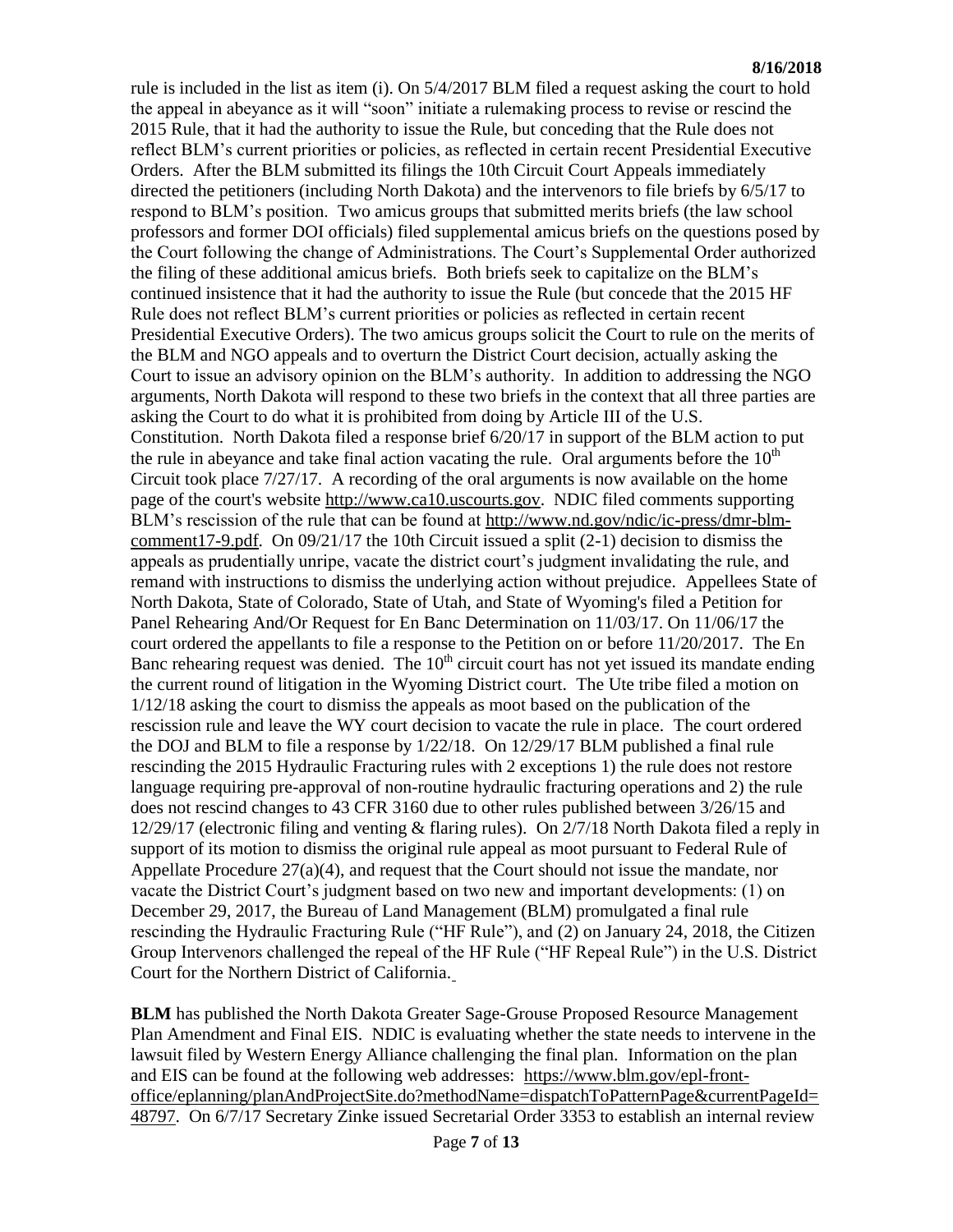rule is included in the list as item (i). On 5/4/2017 BLM filed a request asking the court to hold the appeal in abeyance as it will "soon" initiate a rulemaking process to revise or rescind the 2015 Rule, that it had the authority to issue the Rule, but conceding that the Rule does not reflect BLM's current priorities or policies, as reflected in certain recent Presidential Executive Orders. After the BLM submitted its filings the 10th Circuit Court Appeals immediately directed the petitioners (including North Dakota) and the intervenors to file briefs by 6/5/17 to respond to BLM's position. Two amicus groups that submitted merits briefs (the law school professors and former DOI officials) filed supplemental amicus briefs on the questions posed by the Court following the change of Administrations. The Court's Supplemental Order authorized the filing of these additional amicus briefs. Both briefs seek to capitalize on the BLM's continued insistence that it had the authority to issue the Rule (but concede that the 2015 HF Rule does not reflect BLM's current priorities or policies as reflected in certain recent Presidential Executive Orders). The two amicus groups solicit the Court to rule on the merits of the BLM and NGO appeals and to overturn the District Court decision, actually asking the Court to issue an advisory opinion on the BLM's authority. In addition to addressing the NGO arguments, North Dakota will respond to these two briefs in the context that all three parties are asking the Court to do what it is prohibited from doing by Article III of the U.S. Constitution. North Dakota filed a response brief 6/20/17 in support of the BLM action to put the rule in abeyance and take final action vacating the rule. Oral arguments before the 10th Circuit took place 7/27/17. A recording of the oral arguments is now available on the home page of the court's website http://www.ca10.uscourts.gov. NDIC filed comments supporting BLM's rescission of the rule that can be found at http://www.nd.gov/ndic/ic-press/dmr-blm-comment17-9.pdf. On 09/21/17 the 10th Circuit issued a split (2-1) decision to dismiss the appeals as prudentially unripe, vacate the district court's judgment invalidating the rule, and remand with instructions to dismiss the underlying action without prejudice. Appellees State of North Dakota, State of Colorado, State of Utah, and State of Wyoming's filed a Petition for Panel Rehearing And/Or Request for En Banc Determination on 11/03/17. On 11/06/17 the court ordered the appellants to file a response to the Petition on or before 11/20/2017. The En Banc rehearing request was denied. The 10th circuit court has not yet issued its mandate ending the current round of litigation in the Wyoming District court. The Ute tribe filed a motion on 1/12/18 asking the court to dismiss the appeals as moot based on the publication of the rescission rule and leave the WY court decision to vacate the rule in place. The court ordered the DOJ and BLM to file a response by 1/22/18. On 12/29/17 BLM published a final rule rescinding the 2015 Hydraulic Fracturing rules with 2 exceptions 1) the rule does not restore language requiring pre-approval of non-routine hydraulic fracturing operations and 2) the rule does not rescind changes to 43 CFR 3160 due to other rules published between 3/26/15 and 12/29/17 (electronic filing and venting & flaring rules). On 2/7/18 North Dakota filed a reply in support of its motion to dismiss the original rule appeal as moot pursuant to Federal Rule of Appellate Procedure 27(a)(4), and request that the Court should not issue the mandate, nor vacate the District Court's judgment based on two new and important developments: (1) on December 29, 2017, the Bureau of Land Management (BLM) promulgated a final rule rescinding the Hydraulic Fracturing Rule ("HF Rule"), and (2) on January 24, 2018, the Citizen Group Intervenors challenged the repeal of the HF Rule ("HF Repeal Rule") in the U.S. District Court for the Northern District of California.

**BLM** has published the North Dakota Greater Sage-Grouse Proposed Resource Management Plan Amendment and Final EIS. NDIC is evaluating whether the state needs to intervene in the lawsuit filed by Western Energy Alliance challenging the final plan. Information on the plan and EIS can be found at the following web addresses: https://www.blm.gov/epl-front-office/eplanning/planAndProjectSite.do?methodName=dispatchToPatternPage&currentPageId=48797. On 6/7/17 Secretary Zinke issued Secretarial Order 3353 to establish an internal review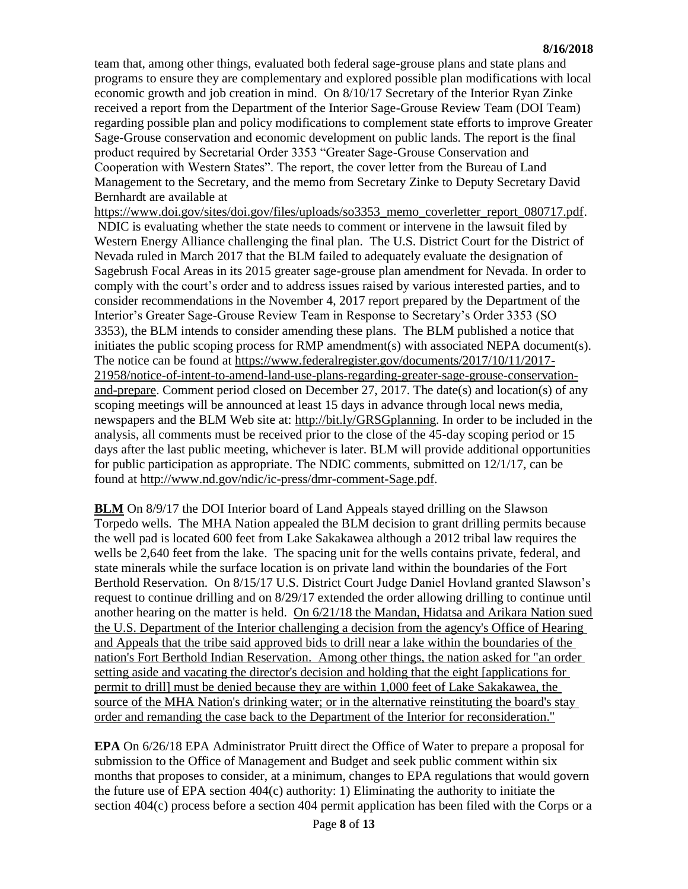team that, among other things, evaluated both federal sage-grouse plans and state plans and programs to ensure they are complementary and explored possible plan modifications with local economic growth and job creation in mind. On 8/10/17 Secretary of the Interior Ryan Zinke received a report from the Department of the Interior Sage-Grouse Review Team (DOI Team) regarding possible plan and policy modifications to complement state efforts to improve Greater Sage-Grouse conservation and economic development on public lands. The report is the final product required by Secretarial Order 3353 "Greater Sage-Grouse Conservation and Cooperation with Western States". The report, the cover letter from the Bureau of Land Management to the Secretary, and the memo from Secretary Zinke to Deputy Secretary David Bernhardt are available at https://www.doi.gov/sites/doi.gov/files/uploads/so3353_memo_coverletter_report_080717.pdf. NDIC is evaluating whether the state needs to comment or intervene in the lawsuit filed by Western Energy Alliance challenging the final plan. The U.S. District Court for the District of Nevada ruled in March 2017 that the BLM failed to adequately evaluate the designation of Sagebrush Focal Areas in its 2015 greater sage-grouse plan amendment for Nevada. In order to comply with the court's order and to address issues raised by various interested parties, and to consider recommendations in the November 4, 2017 report prepared by the Department of the Interior's Greater Sage-Grouse Review Team in Response to Secretary's Order 3353 (SO 3353), the BLM intends to consider amending these plans. The BLM published a notice that initiates the public scoping process for RMP amendment(s) with associated NEPA document(s). The notice can be found at https://www.federalregister.gov/documents/2017/10/11/2017-21958/notice-of-intent-to-amend-land-use-plans-regarding-greater-sage-grouse-conservation-and-prepare. Comment period closed on December 27, 2017. The date(s) and location(s) of any scoping meetings will be announced at least 15 days in advance through local news media, newspapers and the BLM Web site at: http://bit.ly/GRSGplanning. In order to be included in the analysis, all comments must be received prior to the close of the 45-day scoping period or 15 days after the last public meeting, whichever is later. BLM will provide additional opportunities for public participation as appropriate. The NDIC comments, submitted on 12/1/17, can be found at http://www.nd.gov/ndic/ic-press/dmr-comment-Sage.pdf.

**BLM** On 8/9/17 the DOI Interior board of Land Appeals stayed drilling on the Slawson Torpedo wells. The MHA Nation appealed the BLM decision to grant drilling permits because the well pad is located 600 feet from Lake Sakakawea although a 2012 tribal law requires the wells be 2,640 feet from the lake. The spacing unit for the wells contains private, federal, and state minerals while the surface location is on private land within the boundaries of the Fort Berthold Reservation. On 8/15/17 U.S. District Court Judge Daniel Hovland granted Slawson's request to continue drilling and on 8/29/17 extended the order allowing drilling to continue until another hearing on the matter is held. On 6/21/18 the Mandan, Hidatsa and Arikara Nation sued the U.S. Department of the Interior challenging a decision from the agency's Office of Hearing and Appeals that the tribe said approved bids to drill near a lake within the boundaries of the nation's Fort Berthold Indian Reservation. Among other things, the nation asked for "an order setting aside and vacating the director's decision and holding that the eight [applications for permit to drill] must be denied because they are within 1,000 feet of Lake Sakakawea, the source of the MHA Nation's drinking water; or in the alternative reinstituting the board's stay order and remanding the case back to the Department of the Interior for reconsideration."

**EPA** On 6/26/18 EPA Administrator Pruitt direct the Office of Water to prepare a proposal for submission to the Office of Management and Budget and seek public comment within six months that proposes to consider, at a minimum, changes to EPA regulations that would govern the future use of EPA section 404(c) authority: 1) Eliminating the authority to initiate the section 404(c) process before a section 404 permit application has been filed with the Corps or a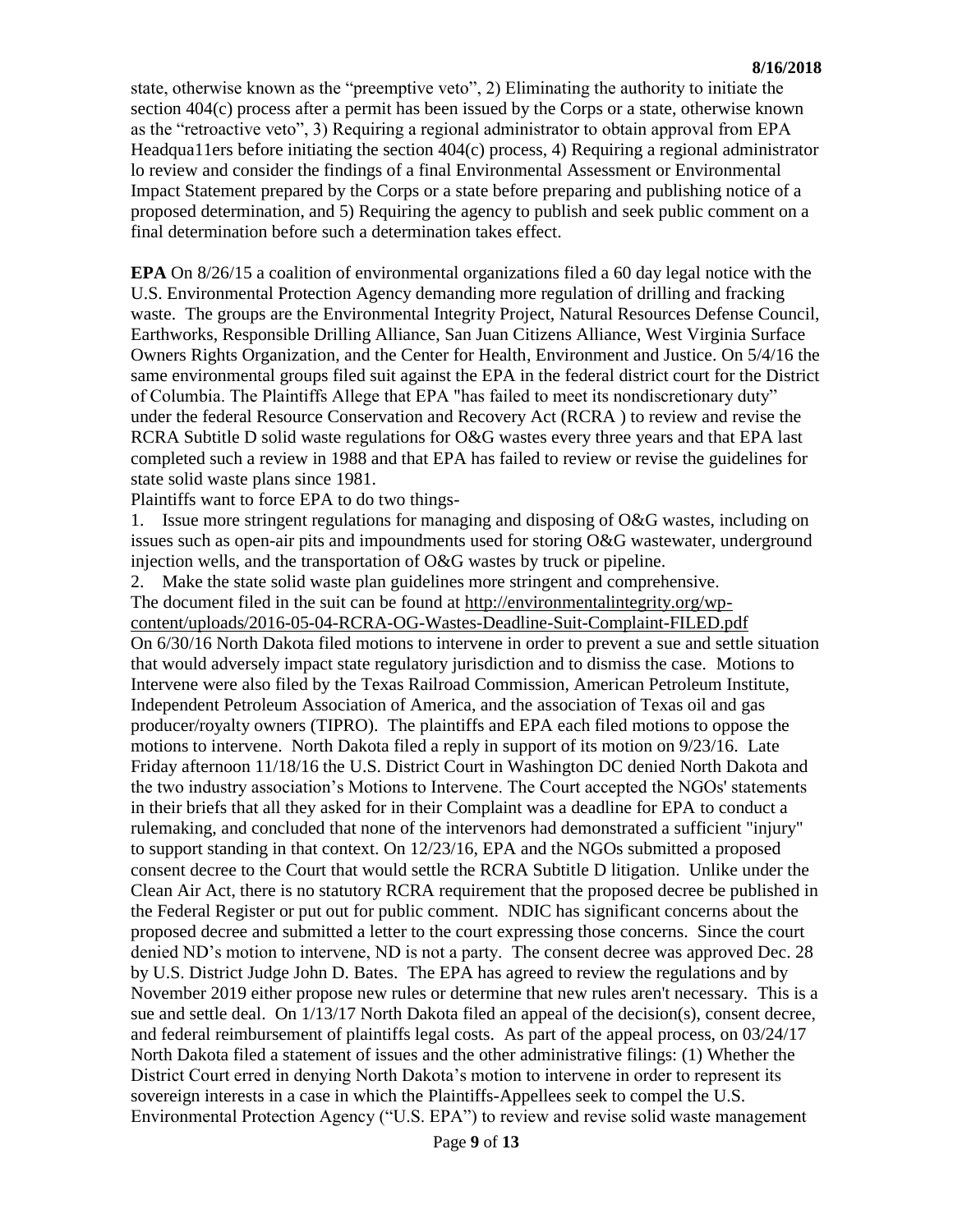state, otherwise known as the "preemptive veto", 2) Eliminating the authority to initiate the section 404(c) process after a permit has been issued by the Corps or a state, otherwise known as the "retroactive veto", 3) Requiring a regional administrator to obtain approval from EPA Headqua11ers before initiating the section 404(c) process, 4) Requiring a regional administrator lo review and consider the findings of a final Environmental Assessment or Environmental Impact Statement prepared by the Corps or a state before preparing and publishing notice of a proposed determination, and 5) Requiring the agency to publish and seek public comment on a final determination before such a determination takes effect.

**EPA** On 8/26/15 a coalition of environmental organizations filed a 60 day legal notice with the U.S. Environmental Protection Agency demanding more regulation of drilling and fracking waste. The groups are the Environmental Integrity Project, Natural Resources Defense Council, Earthworks, Responsible Drilling Alliance, San Juan Citizens Alliance, West Virginia Surface Owners Rights Organization, and the Center for Health, Environment and Justice. On 5/4/16 the same environmental groups filed suit against the EPA in the federal district court for the District of Columbia. The Plaintiffs Allege that EPA "has failed to meet its nondiscretionary duty" under the federal Resource Conservation and Recovery Act (RCRA ) to review and revise the RCRA Subtitle D solid waste regulations for O&G wastes every three years and that EPA last completed such a review in 1988 and that EPA has failed to review or revise the guidelines for state solid waste plans since 1981.

Plaintiffs want to force EPA to do two things-

1. Issue more stringent regulations for managing and disposing of O&G wastes, including on issues such as open-air pits and impoundments used for storing O&G wastewater, underground injection wells, and the transportation of O&G wastes by truck or pipeline.
2. Make the state solid waste plan guidelines more stringent and comprehensive.

The document filed in the suit can be found at http://environmentalintegrity.org/wp-content/uploads/2016-05-04-RCRA-OG-Wastes-Deadline-Suit-Complaint-FILED.pdf

On 6/30/16 North Dakota filed motions to intervene in order to prevent a sue and settle situation that would adversely impact state regulatory jurisdiction and to dismiss the case. Motions to Intervene were also filed by the Texas Railroad Commission, American Petroleum Institute, Independent Petroleum Association of America, and the association of Texas oil and gas producer/royalty owners (TIPRO). The plaintiffs and EPA each filed motions to oppose the motions to intervene. North Dakota filed a reply in support of its motion on 9/23/16. Late Friday afternoon 11/18/16 the U.S. District Court in Washington DC denied North Dakota and the two industry association's Motions to Intervene. The Court accepted the NGOs' statements in their briefs that all they asked for in their Complaint was a deadline for EPA to conduct a rulemaking, and concluded that none of the intervenors had demonstrated a sufficient "injury" to support standing in that context. On 12/23/16, EPA and the NGOs submitted a proposed consent decree to the Court that would settle the RCRA Subtitle D litigation. Unlike under the Clean Air Act, there is no statutory RCRA requirement that the proposed decree be published in the Federal Register or put out for public comment. NDIC has significant concerns about the proposed decree and submitted a letter to the court expressing those concerns. Since the court denied ND's motion to intervene, ND is not a party. The consent decree was approved Dec. 28 by U.S. District Judge John D. Bates. The EPA has agreed to review the regulations and by November 2019 either propose new rules or determine that new rules aren't necessary. This is a sue and settle deal. On 1/13/17 North Dakota filed an appeal of the decision(s), consent decree, and federal reimbursement of plaintiffs legal costs. As part of the appeal process, on 03/24/17 North Dakota filed a statement of issues and the other administrative filings: (1) Whether the District Court erred in denying North Dakota's motion to intervene in order to represent its sovereign interests in a case in which the Plaintiffs-Appellees seek to compel the U.S. Environmental Protection Agency ("U.S. EPA") to review and revise solid waste management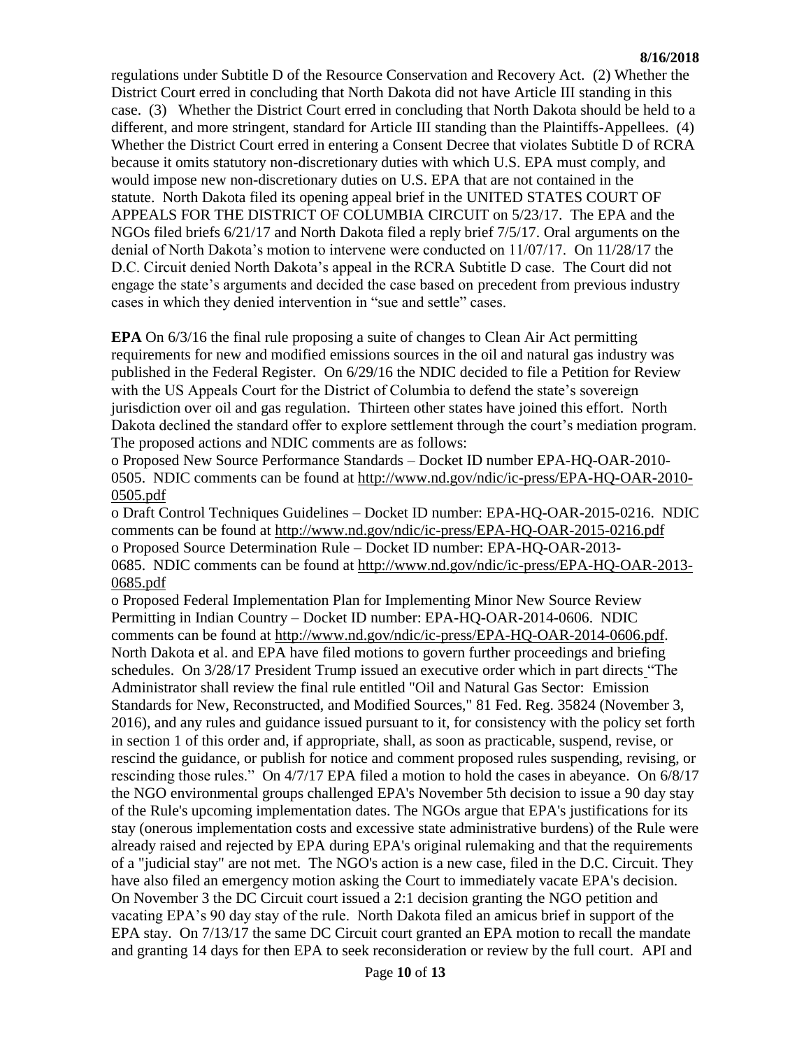regulations under Subtitle D of the Resource Conservation and Recovery Act. (2) Whether the District Court erred in concluding that North Dakota did not have Article III standing in this case. (3) Whether the District Court erred in concluding that North Dakota should be held to a different, and more stringent, standard for Article III standing than the Plaintiffs-Appellees. (4) Whether the District Court erred in entering a Consent Decree that violates Subtitle D of RCRA because it omits statutory non-discretionary duties with which U.S. EPA must comply, and would impose new non-discretionary duties on U.S. EPA that are not contained in the statute. North Dakota filed its opening appeal brief in the UNITED STATES COURT OF APPEALS FOR THE DISTRICT OF COLUMBIA CIRCUIT on 5/23/17. The EPA and the NGOs filed briefs 6/21/17 and North Dakota filed a reply brief 7/5/17. Oral arguments on the denial of North Dakota's motion to intervene were conducted on 11/07/17. On 11/28/17 the D.C. Circuit denied North Dakota's appeal in the RCRA Subtitle D case. The Court did not engage the state's arguments and decided the case based on precedent from previous industry cases in which they denied intervention in "sue and settle" cases.

**EPA** On 6/3/16 the final rule proposing a suite of changes to Clean Air Act permitting requirements for new and modified emissions sources in the oil and natural gas industry was published in the Federal Register. On 6/29/16 the NDIC decided to file a Petition for Review with the US Appeals Court for the District of Columbia to defend the state's sovereign jurisdiction over oil and gas regulation. Thirteen other states have joined this effort. North Dakota declined the standard offer to explore settlement through the court's mediation program. The proposed actions and NDIC comments are as follows:

o Proposed New Source Performance Standards – Docket ID number EPA-HQ-OAR-2010-0505. NDIC comments can be found at http://www.nd.gov/ndic/ic-press/EPA-HQ-OAR-2010-0505.pdf

o Draft Control Techniques Guidelines – Docket ID number: EPA-HQ-OAR-2015-0216. NDIC comments can be found at http://www.nd.gov/ndic/ic-press/EPA-HQ-OAR-2015-0216.pdf

o Proposed Source Determination Rule – Docket ID number: EPA-HQ-OAR-2013-0685. NDIC comments can be found at http://www.nd.gov/ndic/ic-press/EPA-HQ-OAR-2013-0685.pdf

o Proposed Federal Implementation Plan for Implementing Minor New Source Review Permitting in Indian Country – Docket ID number: EPA-HQ-OAR-2014-0606. NDIC comments can be found at http://www.nd.gov/ndic/ic-press/EPA-HQ-OAR-2014-0606.pdf.

North Dakota et al. and EPA have filed motions to govern further proceedings and briefing schedules. On 3/28/17 President Trump issued an executive order which in part directs "The Administrator shall review the final rule entitled "Oil and Natural Gas Sector: Emission Standards for New, Reconstructed, and Modified Sources," 81 Fed. Reg. 35824 (November 3, 2016), and any rules and guidance issued pursuant to it, for consistency with the policy set forth in section 1 of this order and, if appropriate, shall, as soon as practicable, suspend, revise, or rescind the guidance, or publish for notice and comment proposed rules suspending, revising, or rescinding those rules." On 4/7/17 EPA filed a motion to hold the cases in abeyance. On 6/8/17 the NGO environmental groups challenged EPA's November 5th decision to issue a 90 day stay of the Rule's upcoming implementation dates. The NGOs argue that EPA's justifications for its stay (onerous implementation costs and excessive state administrative burdens) of the Rule were already raised and rejected by EPA during EPA's original rulemaking and that the requirements of a "judicial stay" are not met. The NGO's action is a new case, filed in the D.C. Circuit. They have also filed an emergency motion asking the Court to immediately vacate EPA's decision. On November 3 the DC Circuit court issued a 2:1 decision granting the NGO petition and vacating EPA's 90 day stay of the rule. North Dakota filed an amicus brief in support of the EPA stay. On 7/13/17 the same DC Circuit court granted an EPA motion to recall the mandate and granting 14 days for then EPA to seek reconsideration or review by the full court. API and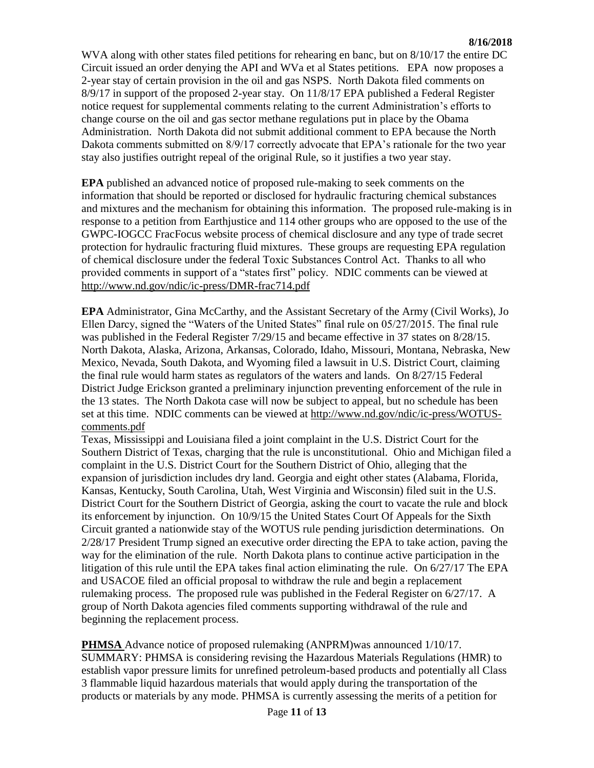WVA along with other states filed petitions for rehearing en banc, but on 8/10/17 the entire DC Circuit issued an order denying the API and WVa et al States petitions. EPA now proposes a 2-year stay of certain provision in the oil and gas NSPS. North Dakota filed comments on 8/9/17 in support of the proposed 2-year stay. On 11/8/17 EPA published a Federal Register notice request for supplemental comments relating to the current Administration's efforts to change course on the oil and gas sector methane regulations put in place by the Obama Administration. North Dakota did not submit additional comment to EPA because the North Dakota comments submitted on 8/9/17 correctly advocate that EPA's rationale for the two year stay also justifies outright repeal of the original Rule, so it justifies a two year stay.

**EPA** published an advanced notice of proposed rule-making to seek comments on the information that should be reported or disclosed for hydraulic fracturing chemical substances and mixtures and the mechanism for obtaining this information. The proposed rule-making is in response to a petition from Earthjustice and 114 other groups who are opposed to the use of the GWPC-IOGCC FracFocus website process of chemical disclosure and any type of trade secret protection for hydraulic fracturing fluid mixtures. These groups are requesting EPA regulation of chemical disclosure under the federal Toxic Substances Control Act. Thanks to all who provided comments in support of a "states first" policy. NDIC comments can be viewed at http://www.nd.gov/ndic/ic-press/DMR-frac714.pdf

**EPA** Administrator, Gina McCarthy, and the Assistant Secretary of the Army (Civil Works), Jo Ellen Darcy, signed the "Waters of the United States" final rule on 05/27/2015. The final rule was published in the Federal Register 7/29/15 and became effective in 37 states on 8/28/15. North Dakota, Alaska, Arizona, Arkansas, Colorado, Idaho, Missouri, Montana, Nebraska, New Mexico, Nevada, South Dakota, and Wyoming filed a lawsuit in U.S. District Court, claiming the final rule would harm states as regulators of the waters and lands. On 8/27/15 Federal District Judge Erickson granted a preliminary injunction preventing enforcement of the rule in the 13 states. The North Dakota case will now be subject to appeal, but no schedule has been set at this time. NDIC comments can be viewed at http://www.nd.gov/ndic/ic-press/WOTUS-comments.pdf
Texas, Mississippi and Louisiana filed a joint complaint in the U.S. District Court for the Southern District of Texas, charging that the rule is unconstitutional. Ohio and Michigan filed a complaint in the U.S. District Court for the Southern District of Ohio, alleging that the expansion of jurisdiction includes dry land. Georgia and eight other states (Alabama, Florida, Kansas, Kentucky, South Carolina, Utah, West Virginia and Wisconsin) filed suit in the U.S. District Court for the Southern District of Georgia, asking the court to vacate the rule and block its enforcement by injunction. On 10/9/15 the United States Court Of Appeals for the Sixth Circuit granted a nationwide stay of the WOTUS rule pending jurisdiction determinations. On 2/28/17 President Trump signed an executive order directing the EPA to take action, paving the way for the elimination of the rule. North Dakota plans to continue active participation in the litigation of this rule until the EPA takes final action eliminating the rule. On 6/27/17 The EPA and USACOE filed an official proposal to withdraw the rule and begin a replacement rulemaking process. The proposed rule was published in the Federal Register on 6/27/17. A group of North Dakota agencies filed comments supporting withdrawal of the rule and beginning the replacement process.

**PHMSA** Advance notice of proposed rulemaking (ANPRM)was announced 1/10/17. SUMMARY: PHMSA is considering revising the Hazardous Materials Regulations (HMR) to establish vapor pressure limits for unrefined petroleum-based products and potentially all Class 3 flammable liquid hazardous materials that would apply during the transportation of the products or materials by any mode. PHMSA is currently assessing the merits of a petition for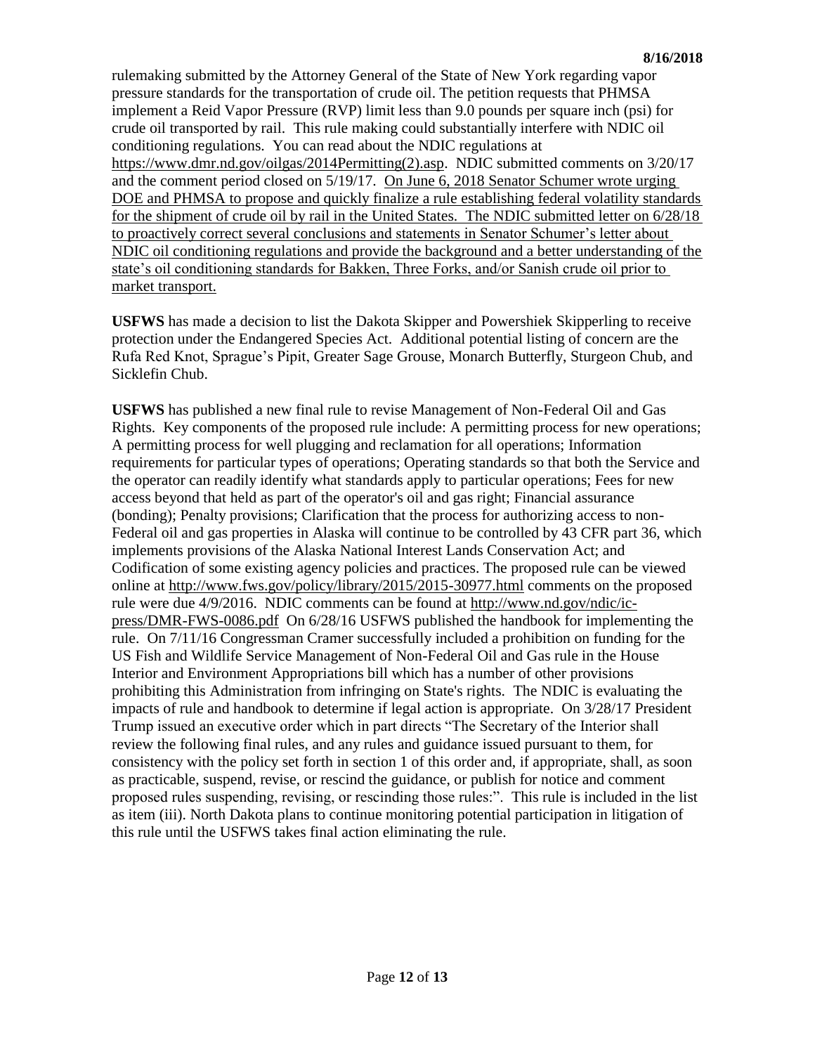rulemaking submitted by the Attorney General of the State of New York regarding vapor pressure standards for the transportation of crude oil. The petition requests that PHMSA implement a Reid Vapor Pressure (RVP) limit less than 9.0 pounds per square inch (psi) for crude oil transported by rail. This rule making could substantially interfere with NDIC oil conditioning regulations. You can read about the NDIC regulations at https://www.dmr.nd.gov/oilgas/2014Permitting(2).asp. NDIC submitted comments on 3/20/17 and the comment period closed on 5/19/17. On June 6, 2018 Senator Schumer wrote urging DOE and PHMSA to propose and quickly finalize a rule establishing federal volatility standards for the shipment of crude oil by rail in the United States. The NDIC submitted letter on 6/28/18 to proactively correct several conclusions and statements in Senator Schumer's letter about NDIC oil conditioning regulations and provide the background and a better understanding of the state's oil conditioning standards for Bakken, Three Forks, and/or Sanish crude oil prior to market transport.

**USFWS** has made a decision to list the Dakota Skipper and Powershiek Skipperling to receive protection under the Endangered Species Act. Additional potential listing of concern are the Rufa Red Knot, Sprague's Pipit, Greater Sage Grouse, Monarch Butterfly, Sturgeon Chub, and Sicklefin Chub.

**USFWS** has published a new final rule to revise Management of Non-Federal Oil and Gas Rights. Key components of the proposed rule include: A permitting process for new operations; A permitting process for well plugging and reclamation for all operations; Information requirements for particular types of operations; Operating standards so that both the Service and the operator can readily identify what standards apply to particular operations; Fees for new access beyond that held as part of the operator's oil and gas right; Financial assurance (bonding); Penalty provisions; Clarification that the process for authorizing access to non-Federal oil and gas properties in Alaska will continue to be controlled by 43 CFR part 36, which implements provisions of the Alaska National Interest Lands Conservation Act; and Codification of some existing agency policies and practices. The proposed rule can be viewed online at http://www.fws.gov/policy/library/2015/2015-30977.html comments on the proposed rule were due 4/9/2016. NDIC comments can be found at http://www.nd.gov/ndic/ic-press/DMR-FWS-0086.pdf On 6/28/16 USFWS published the handbook for implementing the rule. On 7/11/16 Congressman Cramer successfully included a prohibition on funding for the US Fish and Wildlife Service Management of Non-Federal Oil and Gas rule in the House Interior and Environment Appropriations bill which has a number of other provisions prohibiting this Administration from infringing on State's rights. The NDIC is evaluating the impacts of rule and handbook to determine if legal action is appropriate. On 3/28/17 President Trump issued an executive order which in part directs "The Secretary of the Interior shall review the following final rules, and any rules and guidance issued pursuant to them, for consistency with the policy set forth in section 1 of this order and, if appropriate, shall, as soon as practicable, suspend, revise, or rescind the guidance, or publish for notice and comment proposed rules suspending, revising, or rescinding those rules:". This rule is included in the list as item (iii). North Dakota plans to continue monitoring potential participation in litigation of this rule until the USFWS takes final action eliminating the rule.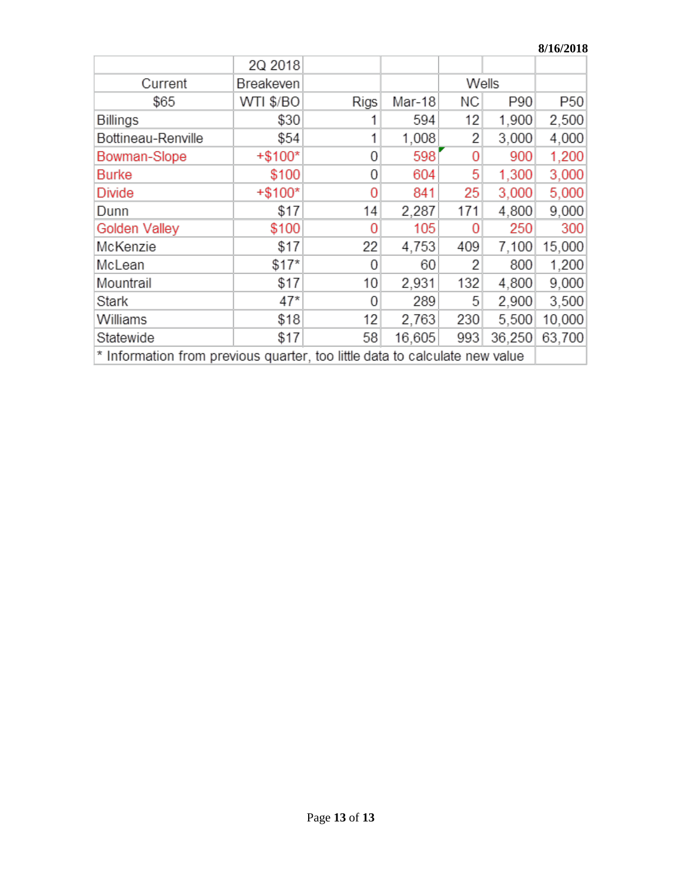8/16/2018

| | 2Q 2018 | | | | | |
|---|---|---|---|---|---|---|
| Current | Breakeven | | | Wells | | |
| $65 | WTI $/BO | Rigs | Mar-18 | NC | P90 | P50 |
| Billings | $30 | 1 | 594 | 12 | 1,900 | 2,500 |
| Bottineau-Renville | $54 | 1 | 1,008 | 2 | 3,000 | 4,000 |
| Bowman-Slope | +$100* | 0 | 598 | 0 | 900 | 1,200 |
| Burke | $100 | 0 | 604 | 5 | 1,300 | 3,000 |
| Divide | +$100* | 0 | 841 | 25 | 3,000 | 5,000 |
| Dunn | $17 | 14 | 2,287 | 171 | 4,800 | 9,000 |
| Golden Valley | $100 | 0 | 105 | 0 | 250 | 300 |
| McKenzie | $17 | 22 | 4,753 | 409 | 7,100 | 15,000 |
| McLean | $17* | 0 | 60 | 2 | 800 | 1,200 |
| Mountrail | $17 | 10 | 2,931 | 132 | 4,800 | 9,000 |
| Stark | 47* | 0 | 289 | 5 | 2,900 | 3,500 |
| Williams | $18 | 12 | 2,763 | 230 | 5,500 | 10,000 |
| Statewide | $17 | 58 | 16,605 | 993 | 36,250 | 63,700 |

\* Information from previous quarter, too little data to calculate new value